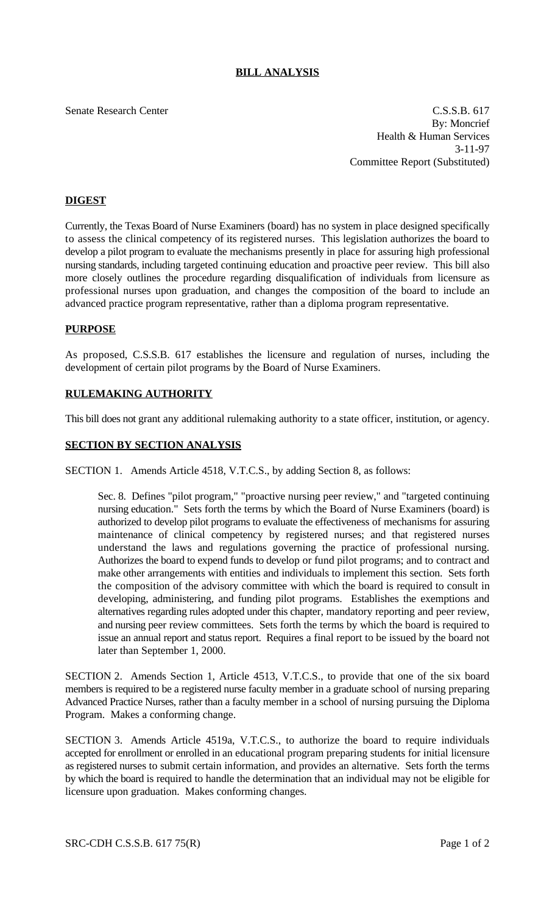# BILL ANALYSIS

Senate Research Center

C.S.S.B. 617
By: Moncrief
Health & Human Services
3-11-97
Committee Report (Substituted)

## DIGEST

Currently, the Texas Board of Nurse Examiners (board) has no system in place designed specifically to assess the clinical competency of its registered nurses. This legislation authorizes the board to develop a pilot program to evaluate the mechanisms presently in place for assuring high professional nursing standards, including targeted continuing education and proactive peer review. This bill also more closely outlines the procedure regarding disqualification of individuals from licensure as professional nurses upon graduation, and changes the composition of the board to include an advanced practice program representative, rather than a diploma program representative.

## PURPOSE

As proposed, C.S.S.B. 617 establishes the licensure and regulation of nurses, including the development of certain pilot programs by the Board of Nurse Examiners.

## RULEMAKING AUTHORITY

This bill does not grant any additional rulemaking authority to a state officer, institution, or agency.

## SECTION BY SECTION ANALYSIS

SECTION 1. Amends Article 4518, V.T.C.S., by adding Section 8, as follows:

> Sec. 8. Defines "pilot program," "proactive nursing peer review," and "targeted continuing nursing education." Sets forth the terms by which the Board of Nurse Examiners (board) is authorized to develop pilot programs to evaluate the effectiveness of mechanisms for assuring maintenance of clinical competency by registered nurses; and that registered nurses understand the laws and regulations governing the practice of professional nursing. Authorizes the board to expend funds to develop or fund pilot programs; and to contract and make other arrangements with entities and individuals to implement this section. Sets forth the composition of the advisory committee with which the board is required to consult in developing, administering, and funding pilot programs. Establishes the exemptions and alternatives regarding rules adopted under this chapter, mandatory reporting and peer review, and nursing peer review committees. Sets forth the terms by which the board is required to issue an annual report and status report. Requires a final report to be issued by the board not later than September 1, 2000.

SECTION 2. Amends Section 1, Article 4513, V.T.C.S., to provide that one of the six board members is required to be a registered nurse faculty member in a graduate school of nursing preparing Advanced Practice Nurses, rather than a faculty member in a school of nursing pursuing the Diploma Program. Makes a conforming change.

SECTION 3. Amends Article 4519a, V.T.C.S., to authorize the board to require individuals accepted for enrollment or enrolled in an educational program preparing students for initial licensure as registered nurses to submit certain information, and provides an alternative. Sets forth the terms by which the board is required to handle the determination that an individual may not be eligible for licensure upon graduation. Makes conforming changes.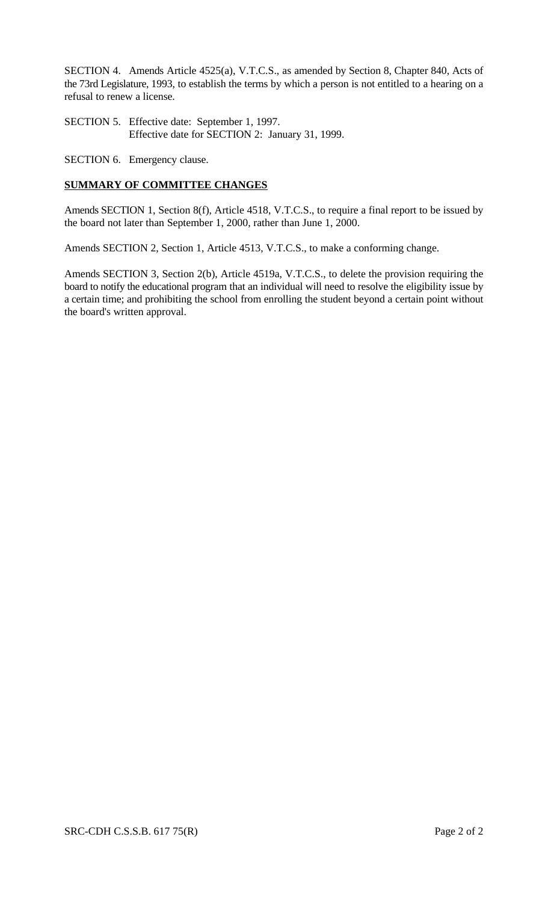SECTION 4. Amends Article 4525(a), V.T.C.S., as amended by Section 8, Chapter 840, Acts of the 73rd Legislature, 1993, to establish the terms by which a person is not entitled to a hearing on a refusal to renew a license.

SECTION 5. Effective date: September 1, 1997.
Effective date for SECTION 2: January 31, 1999.

SECTION 6. Emergency clause.

**SUMMARY OF COMMITTEE CHANGES**

Amends SECTION 1, Section 8(f), Article 4518, V.T.C.S., to require a final report to be issued by the board not later than September 1, 2000, rather than June 1, 2000.

Amends SECTION 2, Section 1, Article 4513, V.T.C.S., to make a conforming change.

Amends SECTION 3, Section 2(b), Article 4519a, V.T.C.S., to delete the provision requiring the board to notify the educational program that an individual will need to resolve the eligibility issue by a certain time; and prohibiting the school from enrolling the student beyond a certain point without the board's written approval.